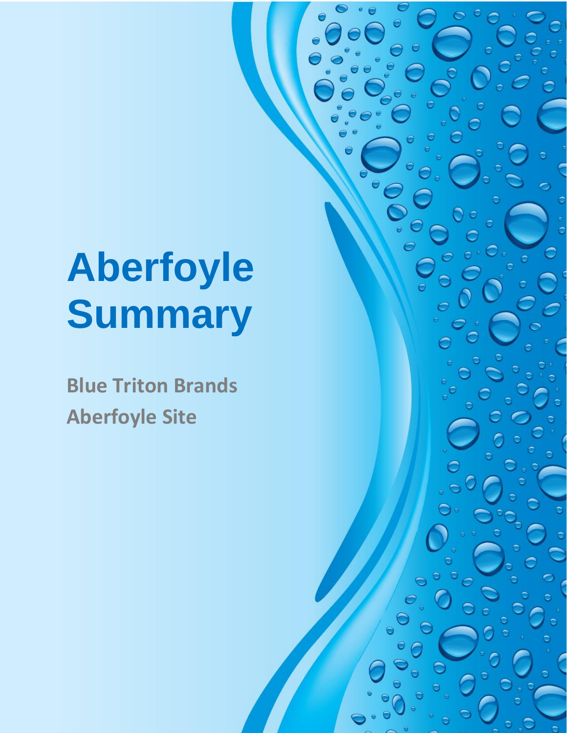# Aberfoyle Summary

**Blue Triton Brands**

**Aberfoyle Site**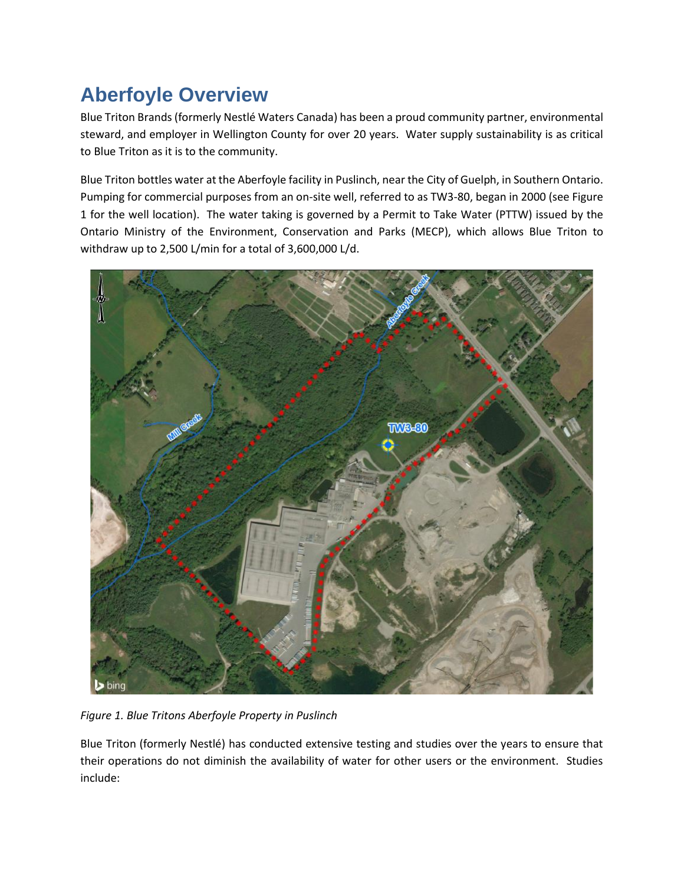# Aberfoyle Overview

Blue Triton Brands (formerly Nestlé Waters Canada) has been a proud community partner, environmental steward, and employer in Wellington County for over 20 years. Water supply sustainability is as critical to Blue Triton as it is to the community.

Blue Triton bottles water at the Aberfoyle facility in Puslinch, near the City of Guelph, in Southern Ontario. Pumping for commercial purposes from an on-site well, referred to as TW3-80, began in 2000 (see Figure 1 for the well location). The water taking is governed by a Permit to Take Water (PTTW) issued by the Ontario Ministry of the Environment, Conservation and Parks (MECP), which allows Blue Triton to withdraw up to 2,500 L/min for a total of 3,600,000 L/d.

*Figure 1. Blue Tritons Aberfoyle Property in Puslinch*

Blue Triton (formerly Nestlé) has conducted extensive testing and studies over the years to ensure that their operations do not diminish the availability of water for other users or the environment. Studies include: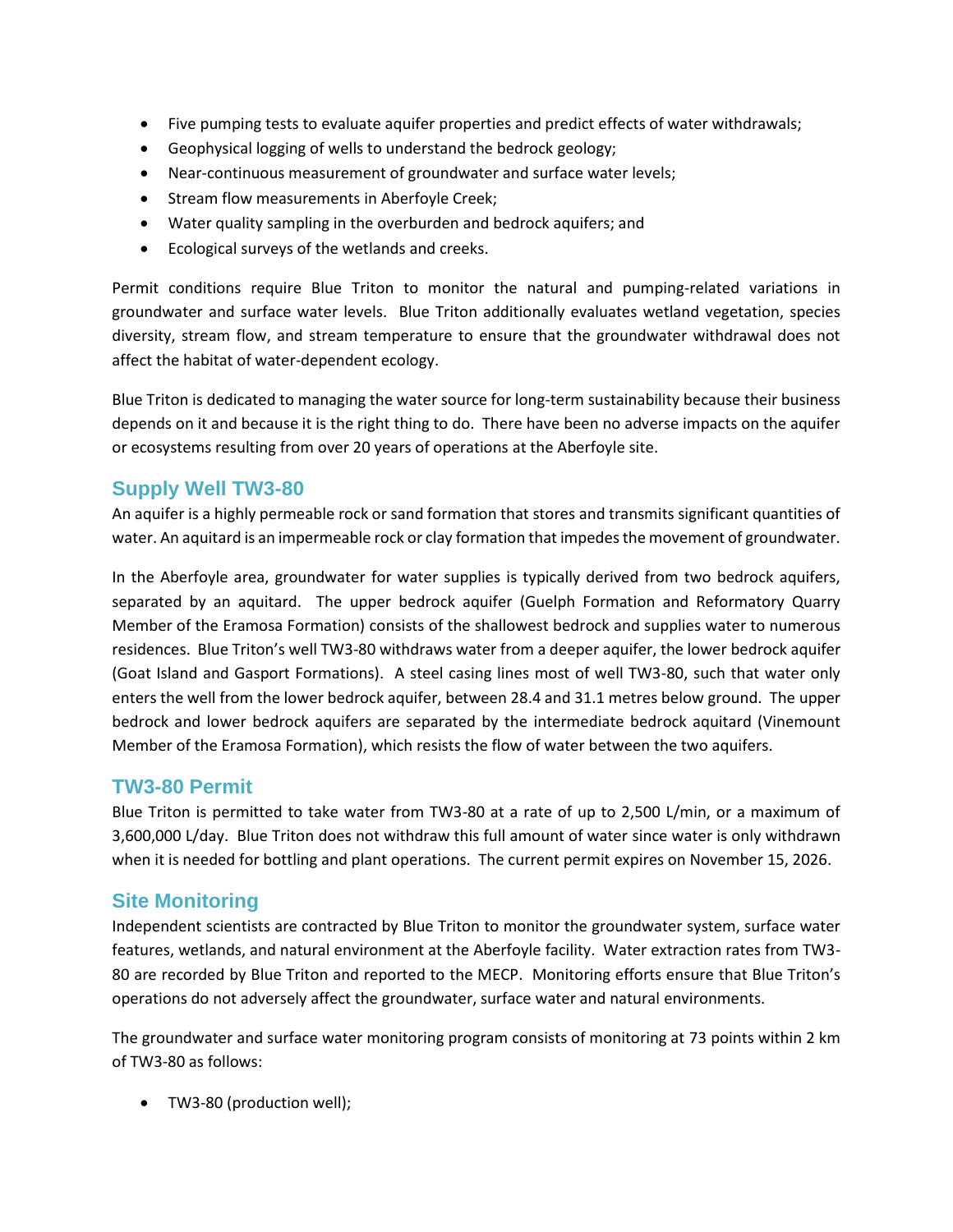- Five pumping tests to evaluate aquifer properties and predict effects of water withdrawals;
- Geophysical logging of wells to understand the bedrock geology;
- Near-continuous measurement of groundwater and surface water levels;
- Stream flow measurements in Aberfoyle Creek;
- Water quality sampling in the overburden and bedrock aquifers; and
- Ecological surveys of the wetlands and creeks.

Permit conditions require Blue Triton to monitor the natural and pumping-related variations in groundwater and surface water levels. Blue Triton additionally evaluates wetland vegetation, species diversity, stream flow, and stream temperature to ensure that the groundwater withdrawal does not affect the habitat of water-dependent ecology.

Blue Triton is dedicated to managing the water source for long-term sustainability because their business depends on it and because it is the right thing to do. There have been no adverse impacts on the aquifer or ecosystems resulting from over 20 years of operations at the Aberfoyle site.

## Supply Well TW3-80

An aquifer is a highly permeable rock or sand formation that stores and transmits significant quantities of water. An aquitard is an impermeable rock or clay formation that impedes the movement of groundwater.

In the Aberfoyle area, groundwater for water supplies is typically derived from two bedrock aquifers, separated by an aquitard. The upper bedrock aquifer (Guelph Formation and Reformatory Quarry Member of the Eramosa Formation) consists of the shallowest bedrock and supplies water to numerous residences. Blue Triton's well TW3-80 withdraws water from a deeper aquifer, the lower bedrock aquifer (Goat Island and Gasport Formations). A steel casing lines most of well TW3-80, such that water only enters the well from the lower bedrock aquifer, between 28.4 and 31.1 metres below ground. The upper bedrock and lower bedrock aquifers are separated by the intermediate bedrock aquitard (Vinemount Member of the Eramosa Formation), which resists the flow of water between the two aquifers.

## TW3-80 Permit

Blue Triton is permitted to take water from TW3-80 at a rate of up to 2,500 L/min, or a maximum of 3,600,000 L/day. Blue Triton does not withdraw this full amount of water since water is only withdrawn when it is needed for bottling and plant operations. The current permit expires on November 15, 2026.

## Site Monitoring

Independent scientists are contracted by Blue Triton to monitor the groundwater system, surface water features, wetlands, and natural environment at the Aberfoyle facility. Water extraction rates from TW3-80 are recorded by Blue Triton and reported to the MECP. Monitoring efforts ensure that Blue Triton's operations do not adversely affect the groundwater, surface water and natural environments.

The groundwater and surface water monitoring program consists of monitoring at 73 points within 2 km of TW3-80 as follows:

- TW3-80 (production well);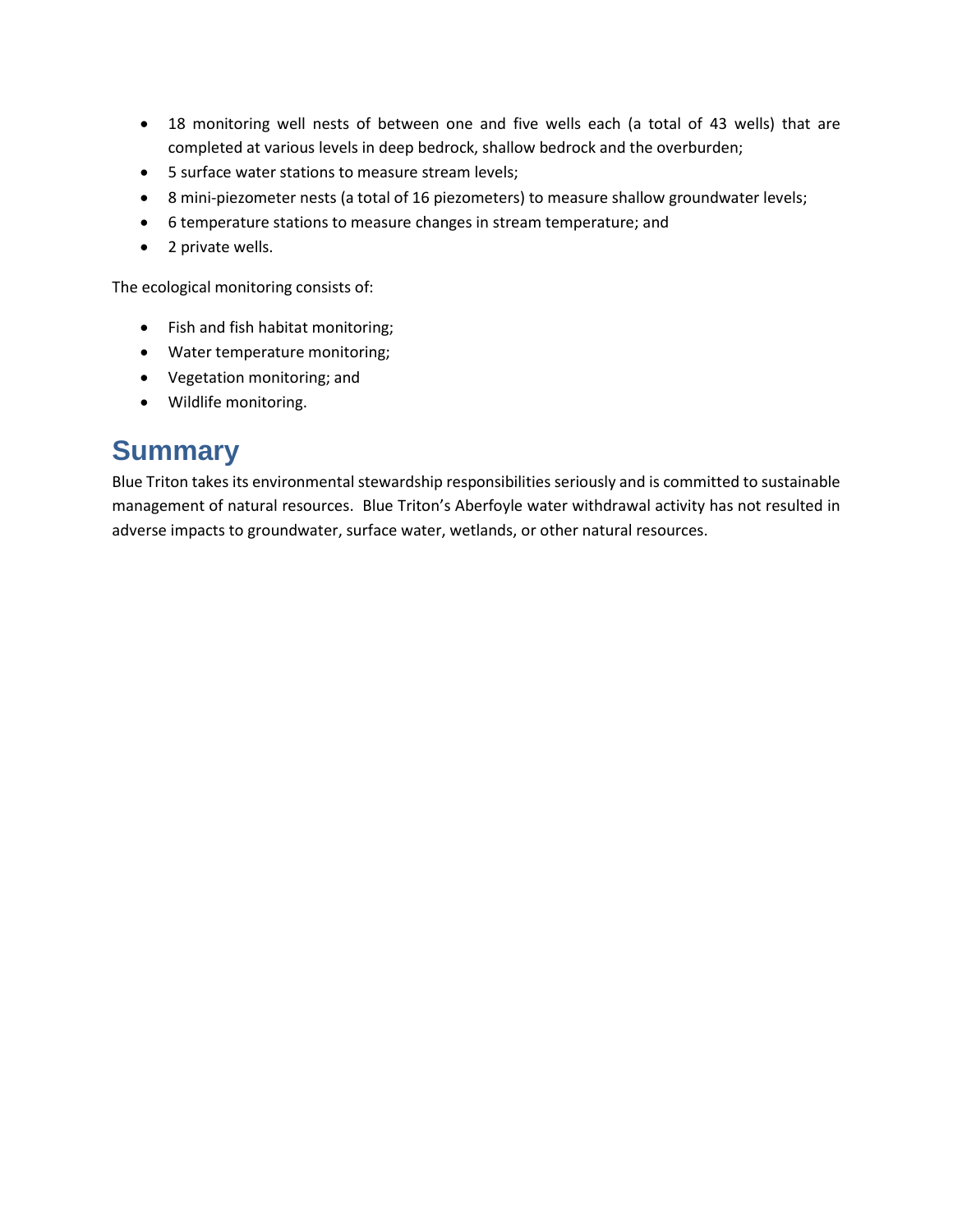- 18 monitoring well nests of between one and five wells each (a total of 43 wells) that are completed at various levels in deep bedrock, shallow bedrock and the overburden;
- 5 surface water stations to measure stream levels;
- 8 mini-piezometer nests (a total of 16 piezometers) to measure shallow groundwater levels;
- 6 temperature stations to measure changes in stream temperature; and
- 2 private wells.

The ecological monitoring consists of:

- Fish and fish habitat monitoring;
- Water temperature monitoring;
- Vegetation monitoring; and
- Wildlife monitoring.

# Summary

Blue Triton takes its environmental stewardship responsibilities seriously and is committed to sustainable management of natural resources. Blue Triton's Aberfoyle water withdrawal activity has not resulted in adverse impacts to groundwater, surface water, wetlands, or other natural resources.